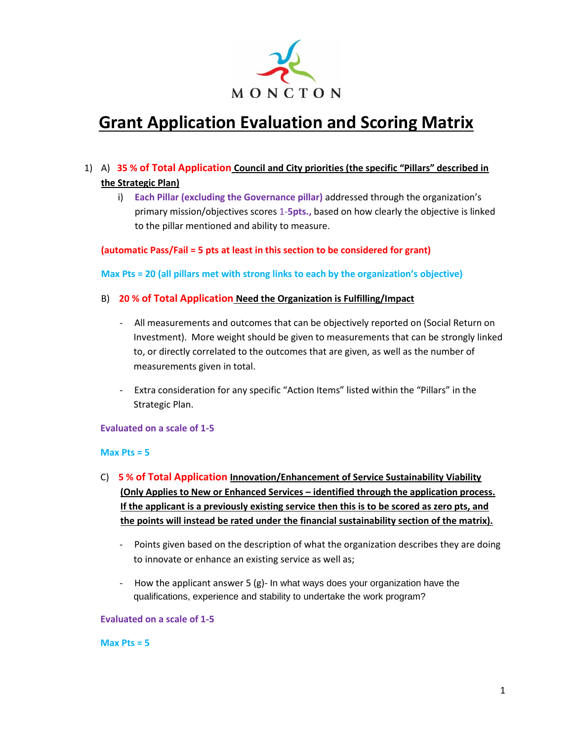MONCTON

# Grant Application Evaluation and Scoring Matrix

1) A) **35 % of Total Application** **Council and City priorities (the specific "Pillars" described in the Strategic Plan)**

   i) **Each Pillar (excluding the Governance pillar)** addressed through the organization's primary mission/objectives scores 1-**5pts.,** based on how clearly the objective is linked to the pillar mentioned and ability to measure.

   **(automatic Pass/Fail = 5 pts at least in this section to be considered for grant)**

   **Max Pts = 20 (all pillars met with strong links to each by the organization's objective)**

   B) **20 % of Total Application** **Need the Organization is Fulfilling/Impact**

   - All measurements and outcomes that can be objectively reported on (Social Return on Investment). More weight should be given to measurements that can be strongly linked to, or directly correlated to the outcomes that are given, as well as the number of measurements given in total.
   - Extra consideration for any specific "Action Items" listed within the "Pillars" in the Strategic Plan.

   **Evaluated on a scale of 1-5**

   **Max Pts = 5**

   C) **5 % of Total Application** **Innovation/Enhancement of Service Sustainability Viability (Only Applies to New or Enhanced Services – identified through the application process. If the applicant is a previously existing service then this is to be scored as zero pts, and the points will instead be rated under the financial sustainability section of the matrix).**

   - Points given based on the description of what the organization describes they are doing to innovate or enhance an existing service as well as;
   - How the applicant answer 5 (g)- In what ways does your organization have the qualifications, experience and stability to undertake the work program?

   **Evaluated on a scale of 1-5**

   **Max Pts = 5**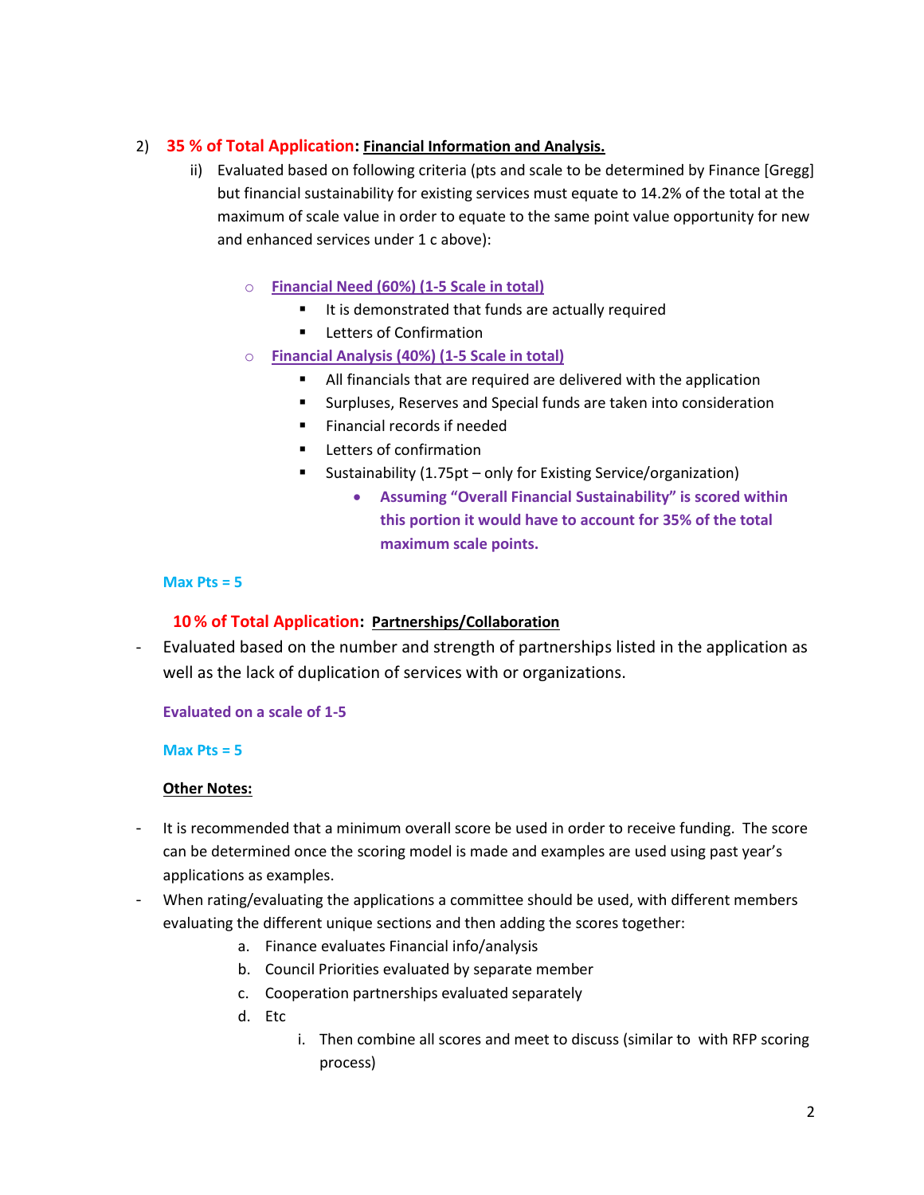2) **35 % of Total Application**: **Financial Information and Analysis.**

   ii) Evaluated based on following criteria (pts and scale to be determined by Finance [Gregg] but financial sustainability for existing services must equate to 14.2% of the total at the maximum of scale value in order to equate to the same point value opportunity for new and enhanced services under 1 c above):

      - **Financial Need (60%) (1-5 Scale in total)**
         - It is demonstrated that funds are actually required
         - Letters of Confirmation
      - **Financial Analysis (40%) (1-5 Scale in total)**
         - All financials that are required are delivered with the application
         - Surpluses, Reserves and Special funds are taken into consideration
         - Financial records if needed
         - Letters of confirmation
         - Sustainability (1.75pt – only for Existing Service/organization)
            - **Assuming "Overall Financial Sustainability" is scored within this portion it would have to account for 35% of the total maximum scale points.**

**Max Pts = 5**

**10 % of Total Application**: **Partnerships/Collaboration**

- Evaluated based on the number and strength of partnerships listed in the application as well as the lack of duplication of services with or organizations.

**Evaluated on a scale of 1-5**

**Max Pts = 5**

**Other Notes:**

- It is recommended that a minimum overall score be used in order to receive funding. The score can be determined once the scoring model is made and examples are used using past year's applications as examples.
- When rating/evaluating the applications a committee should be used, with different members evaluating the different unique sections and then adding the scores together:
   a. Finance evaluates Financial info/analysis
   b. Council Priorities evaluated by separate member
   c. Cooperation partnerships evaluated separately
   d. Etc
      i. Then combine all scores and meet to discuss (similar to with RFP scoring process)